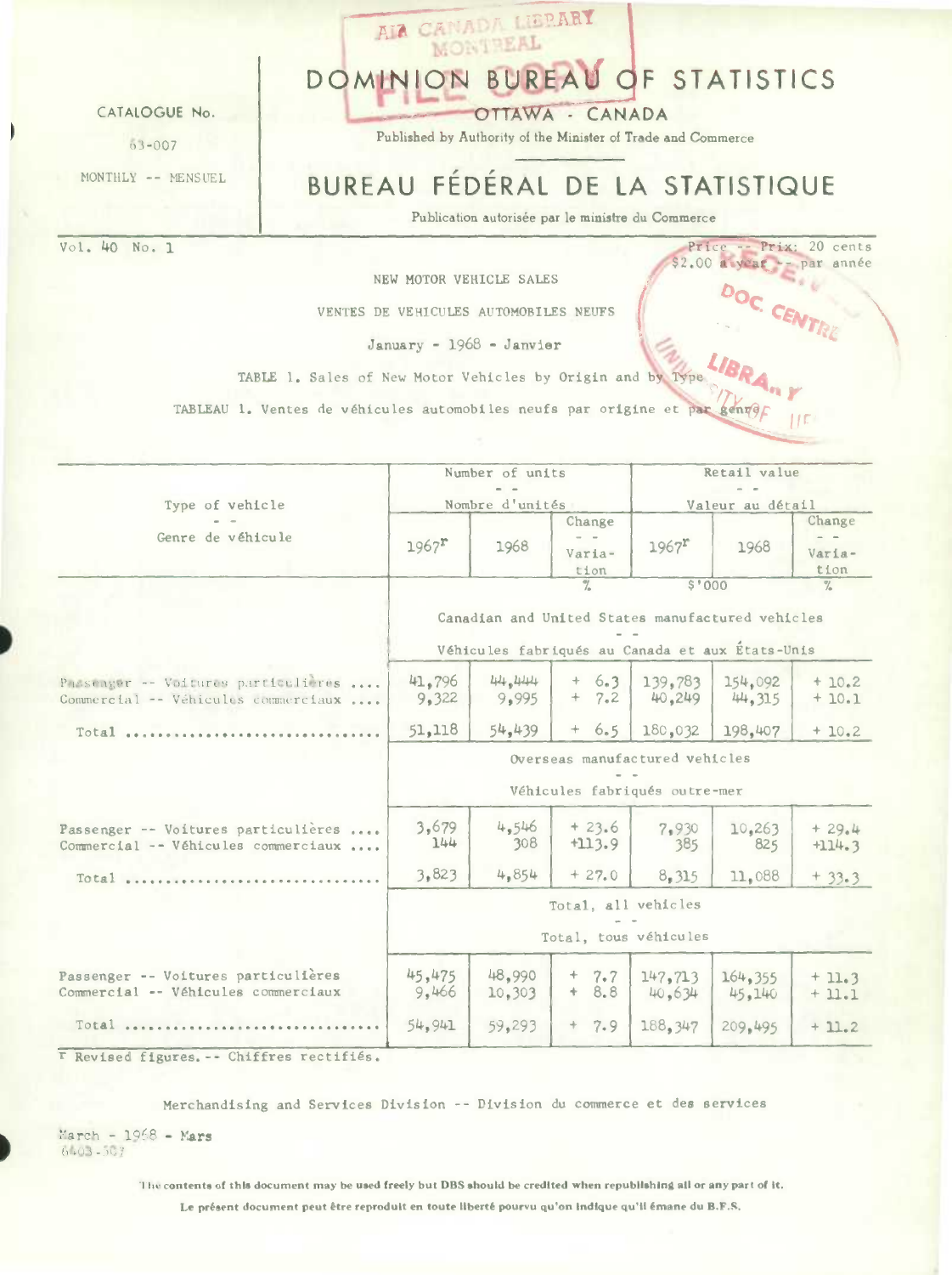CATALOGUE No.

63-007

MONTHLY -- MENSUEL

# DOMINION BUREAU OF STATISTICS

OTTAWA - CANADA

Published by Authority of the Minister of Trade and Commerce

# BUREAU FÉDÉRAL DE LA STATISTIQUE

Publication autorisée par le ministre du Commerce

Vol. 40 No. 1

Price -- Prix: 20 cents
$2.00 a year -- par année

## NEW MOTOR VEHICLE SALES

## VENTES DE VEHICULES AUTOMOBILES NEUFS

January - 1968 - Janvier

TABLE 1. Sales of New Motor Vehicles by Origin and by Type

TABLEAU 1. Ventes de véhicules automobiles neufs par origine et par genre

| Type of vehicle -- Genre de véhicule | Number of units -- Nombre d'unités | | | Retail value -- Valeur au détail | | |
|---|---|---|---|---|---|---|
| | 1967r | 1968 | Change -- Variation | 1967r | 1968 | Change -- Variation |
| | | | % | $'000 | | % |
| **Canadian and United States manufactured vehicles -- Véhicules fabriqués au Canada et aux États-Unis** | | | | | | |
| Passenger -- Voitures particulières | 41,796 | 44,444 | + 6.3 | 139,783 | 154,092 | + 10.2 |
| Commercial -- Véhicules commerciaux | 9,322 | 9,995 | + 7.2 | 40,249 | 44,315 | + 10.1 |
| Total | 51,118 | 54,439 | + 6.5 | 180,032 | 198,407 | + 10.2 |
| **Overseas manufactured vehicles -- Véhicules fabriqués outre-mer** | | | | | | |
| Passenger -- Voitures particulières | 3,679 | 4,546 | + 23.6 | 7,930 | 10,263 | + 29.4 |
| Commercial -- Véhicules commerciaux | 144 | 308 | +113.9 | 385 | 825 | +114.3 |
| Total | 3,823 | 4,854 | + 27.0 | 8,315 | 11,088 | + 33.3 |
| **Total, all vehicles -- Total, tous véhicules** | | | | | | |
| Passenger -- Voitures particulières | 45,475 | 48,990 | + 7.7 | 147,713 | 164,355 | + 11.3 |
| Commercial -- Véhicules commerciaux | 9,466 | 10,303 | + 8.8 | 40,634 | 45,140 | + 11.1 |
| Total | 54,941 | 59,293 | + 7.9 | 188,347 | 209,495 | + 11.2 |

r Revised figures. -- Chiffres rectifiés.

Merchandising and Services Division -- Division du commerce et des services

March - 1968 - Mars
6403-507

The contents of this document may be used freely but DBS should be credited when republishing all or any part of it.

Le présent document peut être reproduit en toute liberté pourvu qu'on indique qu'il émane du B.F.S.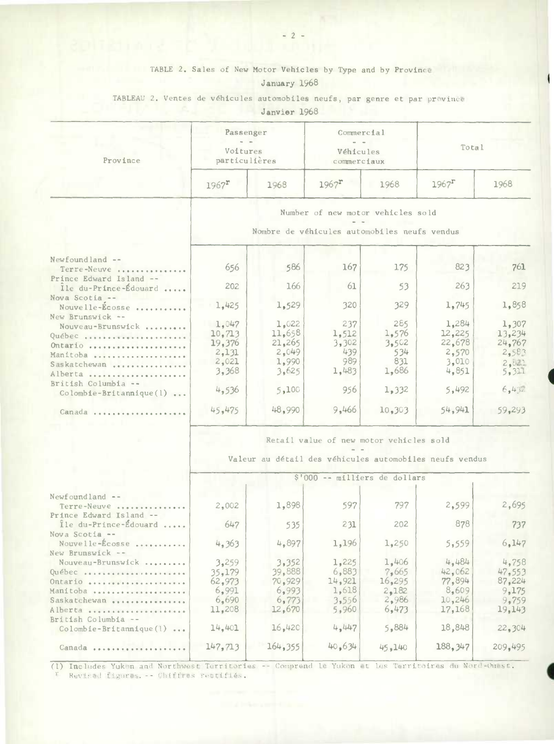TABLE 2. Sales of New Motor Vehicles by Type and by Province
January 1968

TABLEAU 2. Ventes de véhicules automobiles neufs, par genre et par province
Janvier 1968

| Province | Passenger - - Voitures particulières | | Commercial - - Véhicules commerciaux | | Total | |
|---|---|---|---|---|---|---|
| | 1967[r] | 1968 | 1967[r] | 1968 | 1967[r] | 1968 |
| | **Number of new motor vehicles sold - - Nombre de véhicules automobiles neufs vendus** | | | | | |
| Newfoundland -- Terre-Neuve | 656 | 586 | 167 | 175 | 823 | 761 |
| Prince Edward Island -- Île du-Prince-Édouard | 202 | 166 | 61 | 53 | 263 | 219 |
| Nova Scotia -- Nouvelle-Écosse | 1,425 | 1,529 | 320 | 329 | 1,745 | 1,858 |
| New Brunswick -- Nouveau-Brunswick | 1,047 | 1,022 | 237 | 285 | 1,284 | 1,307 |
| Québec | 10,713 | 11,658 | 1,512 | 1,576 | 12,225 | 13,234 |
| Ontario | 19,376 | 21,265 | 3,302 | 3,502 | 22,678 | 24,767 |
| Manitoba | 2,131 | 2,049 | 439 | 534 | 2,570 | 2,583 |
| Saskatchewan | 2,021 | 1,990 | 989 | 831 | 3,010 | 2,821 |
| Alberta | 3,368 | 3,625 | 1,483 | 1,686 | 4,851 | 5,311 |
| British Columbia -- Colombie-Britannique(1) | 4,536 | 5,100 | 956 | 1,332 | 5,492 | 6,432 |
| Canada | 45,475 | 48,990 | 9,466 | 10,303 | 54,941 | 59,293 |
| | **Retail value of new motor vehicles sold - - Valeur au détail des véhicules automobiles neufs vendus** | | | | | |
| | $'000 -- milliers de dollars | | | | | |
| Newfoundland -- Terre-Neuve | 2,002 | 1,898 | 597 | 797 | 2,599 | 2,695 |
| Prince Edward Island -- Île du-Prince-Édouard | 647 | 535 | 231 | 202 | 878 | 737 |
| Nova Scotia -- Nouvelle-Écosse | 4,363 | 4,897 | 1,196 | 1,250 | 5,559 | 6,147 |
| New Brunswick -- Nouveau-Brunswick | 3,259 | 3,352 | 1,225 | 1,406 | 4,484 | 4,758 |
| Québec | 35,179 | 39,888 | 6,883 | 7,665 | 42,062 | 47,553 |
| Ontario | 62,973 | 70,929 | 14,921 | 16,295 | 77,894 | 87,224 |
| Manitoba | 6,991 | 6,993 | 1,618 | 2,182 | 8,609 | 9,175 |
| Saskatchewan | 6,690 | 6,773 | 3,556 | 2,986 | 10,246 | 9,759 |
| Alberta | 11,208 | 12,670 | 5,960 | 6,473 | 17,168 | 19,143 |
| British Columbia -- Colombie-Britannique(1) | 14,401 | 16,420 | 4,447 | 5,884 | 18,848 | 22,304 |
| Canada | 147,713 | 164,355 | 40,634 | 45,140 | 188,347 | 209,495 |

(1) Includes Yukon and Northwest Territories -- Comprend le Yukon et les Territoires du Nord-Ouest.
r Revised figures. -- Chiffres rectifiés.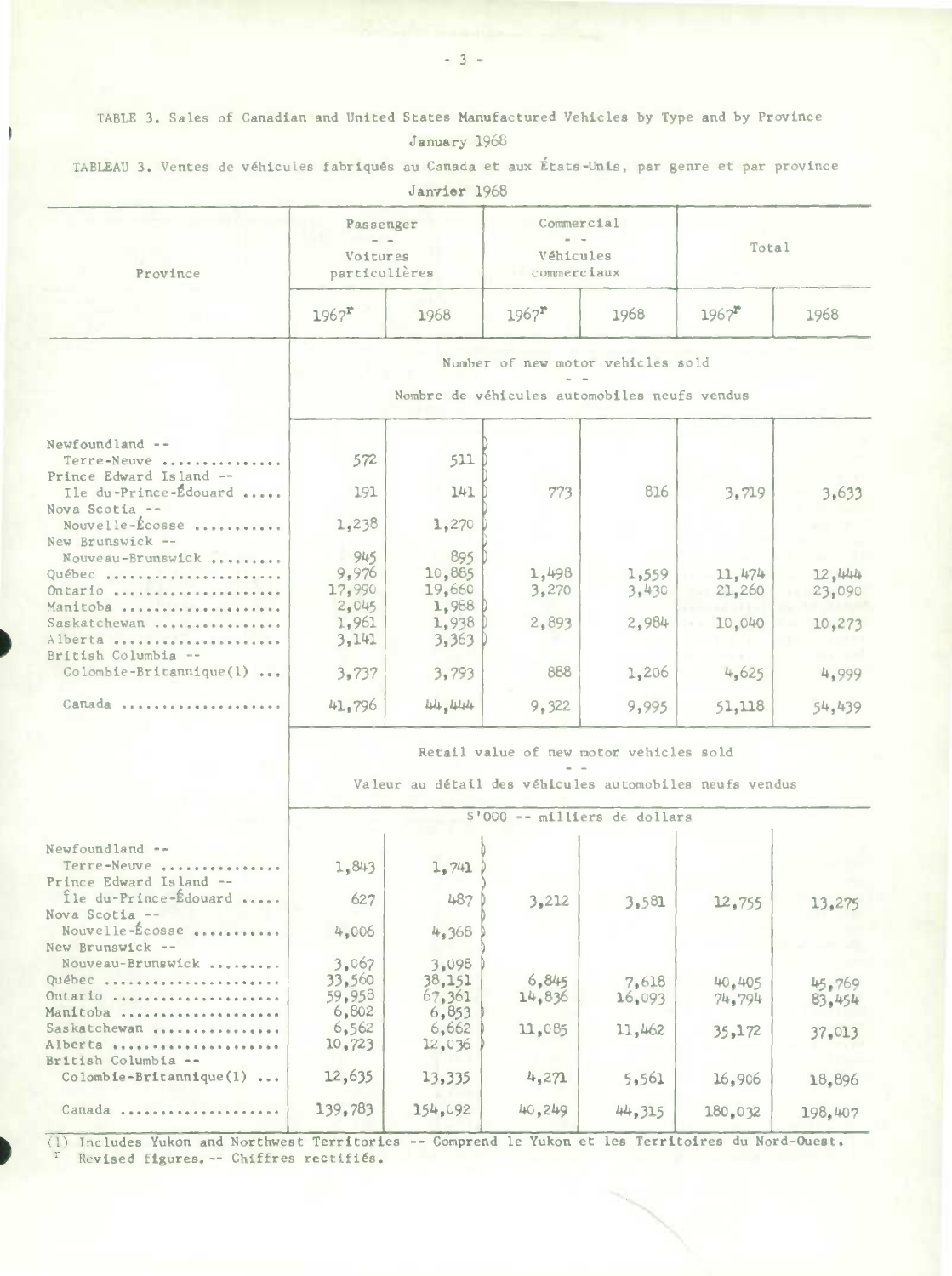TABLE 3. Sales of Canadian and United States Manufactured Vehicles by Type and by Province

January 1968

TABLEAU 3. Ventes de véhicules fabriqués au Canada et aux États-Unis, par genre et par province

Janvier 1968

| Province | Passenger -- Voitures particulières | | Commercial -- Véhicules commerciaux | | Total | |
|---|---|---|---|---|---|---|
| | 1967[r] | 1968 | 1967[r] | 1968 | 1967[r] | 1968 |
| | Number of new motor vehicles sold -- Nombre de véhicules automobiles neufs vendus | | | | | |
| Newfoundland -- Terre-Neuve | 572 | 511 | | | | |
| Prince Edward Island -- Île du-Prince-Édouard | 191 | 141 | 773 | 816 | 3,719 | 3,633 |
| Nova Scotia -- Nouvelle-Écosse | 1,238 | 1,270 | | | | |
| New Brunswick -- Nouveau-Brunswick | 945 | 895 | | | | |
| Québec | 9,976 | 10,885 | 1,498 | 1,559 | 11,474 | 12,444 |
| Ontario | 17,990 | 19,660 | 3,270 | 3,430 | 21,260 | 23,090 |
| Manitoba | 2,045 | 1,988 | | | | |
| Saskatchewan | 1,961 | 1,938 | 2,893 | 2,984 | 10,040 | 10,273 |
| Alberta | 3,141 | 3,363 | | | | |
| British Columbia -- Colombie-Britannique(1) | 3,737 | 3,793 | 888 | 1,206 | 4,625 | 4,999 |
| Canada | 41,796 | 44,444 | 9,322 | 9,995 | 51,118 | 54,439 |
| | Retail value of new motor vehicles sold -- Valeur au détail des véhicules automobiles neufs vendus | | | | | |
| | $'000 -- milliers de dollars | | | | | |
| Newfoundland -- Terre-Neuve | 1,843 | 1,741 | | | | |
| Prince Edward Island -- Île du-Prince-Édouard | 627 | 487 | 3,212 | 3,581 | 12,755 | 13,275 |
| Nova Scotia -- Nouvelle-Écosse | 4,006 | 4,368 | | | | |
| New Brunswick -- Nouveau-Brunswick | 3,067 | 3,098 | | | | |
| Québec | 33,560 | 38,151 | 6,845 | 7,618 | 40,405 | 45,769 |
| Ontario | 59,958 | 67,361 | 14,836 | 16,093 | 74,794 | 83,454 |
| Manitoba | 6,802 | 6,853 | | | | |
| Saskatchewan | 6,562 | 6,662 | 11,085 | 11,462 | 35,172 | 37,013 |
| Alberta | 10,723 | 12,036 | | | | |
| British Columbia -- Colombie-Britannique(1) | 12,635 | 13,335 | 4,271 | 5,561 | 16,906 | 18,896 |
| Canada | 139,783 | 154,092 | 40,249 | 44,315 | 180,032 | 198,407 |

(1) Includes Yukon and Northwest Territories -- Comprend le Yukon et les Territoires du Nord-Ouest.

r Revised figures. -- Chiffres rectifiés.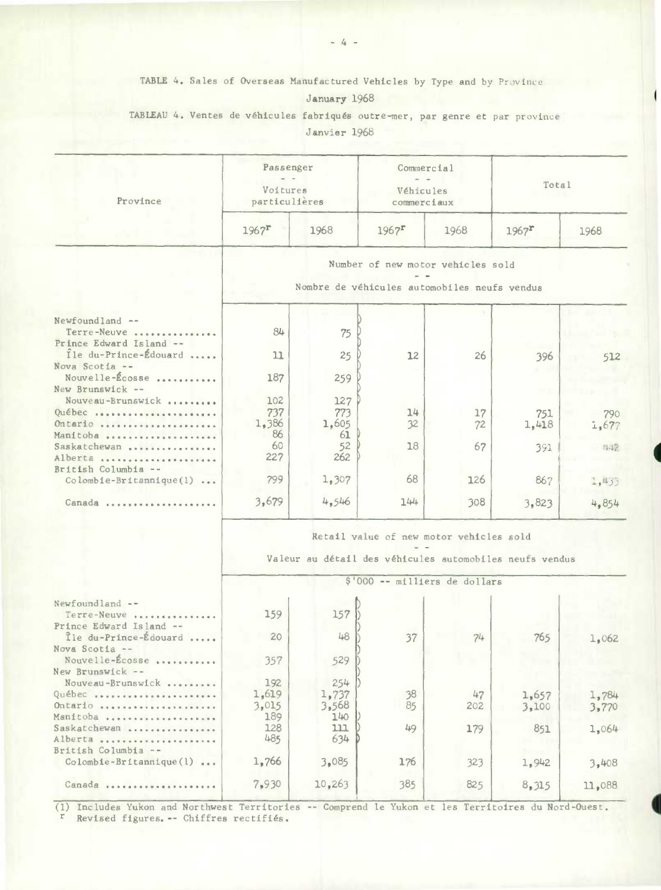TABLE 4. Sales of Overseas Manufactured Vehicles by Type and by Province
January 1968

TABLEAU 4. Ventes de véhicules fabriqués outre-mer, par genre et par province
Janvier 1968

| Province | Passenger -- Voitures particulières | | Commercial -- Véhicules commerciaux | | Total | |
|---|---|---|---|---|---|---|
| | 1967[r] | 1968 | 1967[r] | 1968 | 1967[r] | 1968 |
| | Number of new motor vehicles sold -- Nombre de véhicules automobiles neufs vendus | | | | | |
| Newfoundland -- Terre-Neuve | 84 | 75 | | | | |
| Prince Edward Island -- Île-du-Prince-Édouard | 11 | 25 | 12 | 26 | 396 | 512 |
| Nova Scotia -- Nouvelle-Écosse | 187 | 259 | | | | |
| New Brunswick -- Nouveau-Brunswick | 102 | 127 | | | | |
| Québec | 737 | 773 | 14 | 17 | 751 | 790 |
| Ontario | 1,386 | 1,605 | 32 | 72 | 1,418 | 1,677 |
| Manitoba | 86 | 61 | | | | |
| Saskatchewan | 60 | 52 | 18 | 67 | 391 | 442 |
| Alberta | 227 | 262 | | | | |
| British Columbia -- Colombie-Britannique(1) | 799 | 1,307 | 68 | 126 | 867 | 1,433 |
| Canada | 3,679 | 4,546 | 144 | 308 | 3,823 | 4,854 |
| | Retail value of new motor vehicles sold -- Valeur au détail des véhicules automobiles neufs vendus | | | | | |
| | $'000 -- milliers de dollars | | | | | |
| Newfoundland -- Terre-Neuve | 159 | 157 | | | | |
| Prince Edward Island -- Île-du-Prince-Édouard | 20 | 48 | 37 | 74 | 765 | 1,062 |
| Nova Scotia -- Nouvelle-Écosse | 357 | 529 | | | | |
| New Brunswick -- Nouveau-Brunswick | 192 | 254 | | | | |
| Québec | 1,619 | 1,737 | 38 | 47 | 1,657 | 1,784 |
| Ontario | 3,015 | 3,568 | 85 | 202 | 3,100 | 3,770 |
| Manitoba | 189 | 140 | | | | |
| Saskatchewan | 128 | 111 | 49 | 179 | 851 | 1,064 |
| Alberta | 485 | 634 | | | | |
| British Columbia -- Colombie-Britannique(1) | 1,766 | 3,085 | 176 | 323 | 1,942 | 3,408 |
| Canada | 7,930 | 10,263 | 385 | 825 | 8,315 | 11,088 |

(1) Includes Yukon and Northwest Territories -- Comprend le Yukon et les Territoires du Nord-Ouest.
r Revised figures. -- Chiffres rectifiés.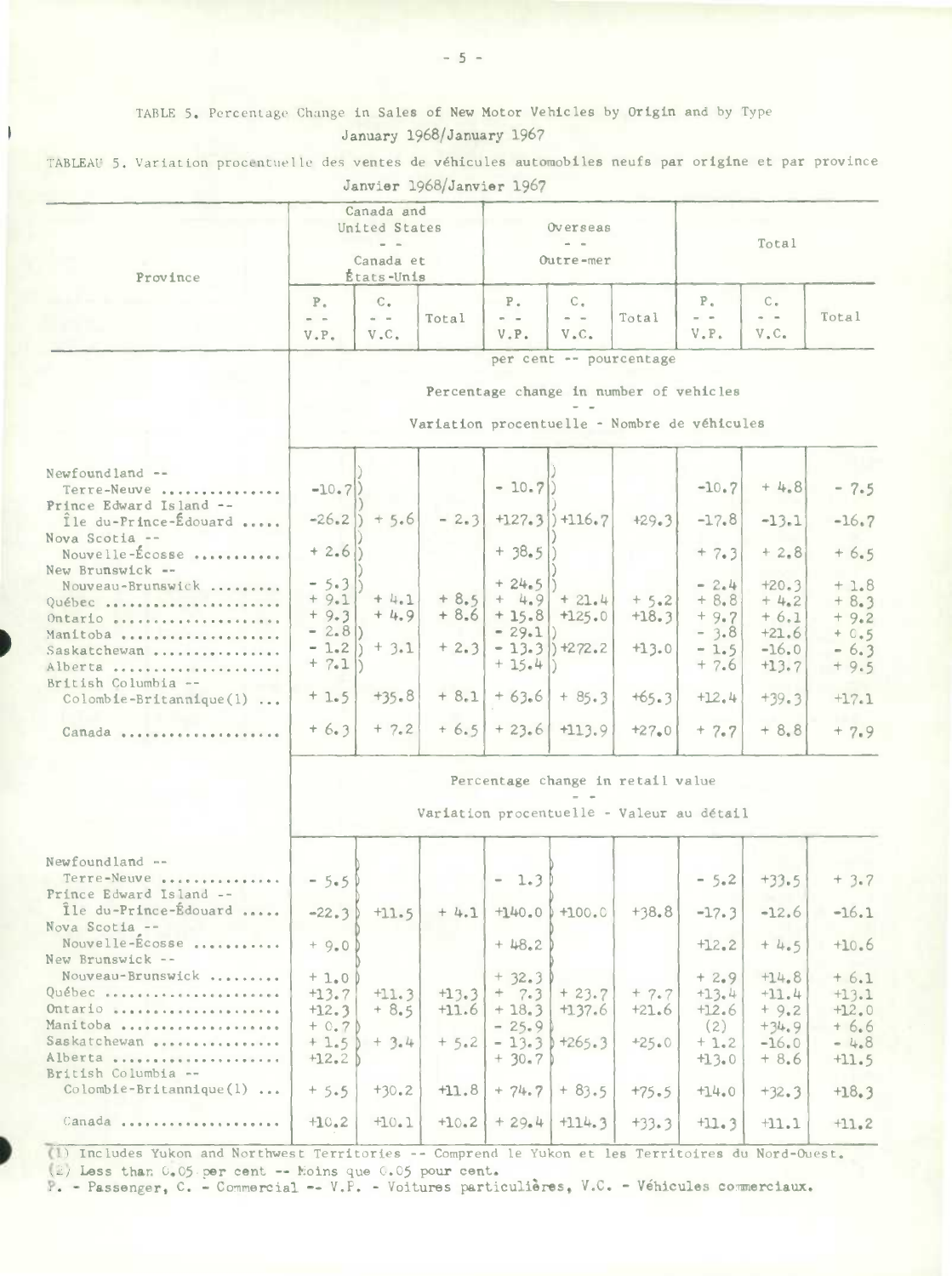TABLE 5. Percentage Change in Sales of New Motor Vehicles by Origin and by Type
January 1968/January 1967

TABLEAU 5. Variation procentuelle des ventes de véhicules automobiles neufs par origine et par province
Janvier 1968/Janvier 1967

| Province | Canada and United States -- Canada et États-Unis | | | Overseas -- Outre-mer | | | Total | | |
|---|---|---|---|---|---|---|---|---|---|
| | P. -- V.P. | C. -- V.C. | Total | P. -- V.P. | C. -- V.C. | Total | P. -- V.P. | C. -- V.C. | Total |
| | per cent -- pourcentage | | | | | | | | |
| | Percentage change in number of vehicles -- Variation procentuelle - Nombre de véhicules | | | | | | | | |
| Newfoundland -- Terre-Neuve | -10.7 | + 5.6 | - 2.3 | - 10.7 | +116.7 | +29.3 | -10.7 | + 4.8 | - 7.5 |
| Prince Edward Island -- Île du-Prince-Édouard | -26.2 | | | +127.3 | | | -17.8 | -13.1 | -16.7 |
| Nova Scotia -- Nouvelle-Écosse | + 2.6 | | | + 38.5 | | | + 7.3 | + 2.8 | + 6.5 |
| New Brunswick -- Nouveau-Brunswick | - 5.3 | | | + 24.5 | | | - 2.4 | +20.3 | + 1.8 |
| Québec | + 9.1 | + 4.1 | + 8.5 | + 4.9 | + 21.4 | + 5.2 | + 8.8 | + 4.2 | + 8.3 |
| Ontario | + 9.3 | + 4.9 | + 8.6 | + 15.8 | +125.0 | +18.3 | + 9.7 | + 6.1 | + 9.2 |
| Manitoba | - 2.8 | + 3.1 | + 2.3 | - 29.1 | +272.2 | +13.0 | - 3.8 | +21.6 | + 0.5 |
| Saskatchewan | - 1.2 | | | - 13.3 | | | - 1.5 | -16.0 | - 6.3 |
| Alberta | + 7.1 | | | + 15.4 | | | + 7.6 | +13.7 | + 9.5 |
| British Columbia -- Colombie-Britannique(1) | + 1.5 | +35.8 | + 8.1 | + 63.6 | + 85.3 | +65.3 | +12.4 | +39.3 | +17.1 |
| Canada | + 6.3 | + 7.2 | + 6.5 | + 23.6 | +113.9 | +27.0 | + 7.7 | + 8.8 | + 7.9 |
| | Percentage change in retail value -- Variation procentuelle - Valeur au détail | | | | | | | | |
| Newfoundland -- Terre-Neuve | - 5.5 | +11.5 | + 4.1 | - 1.3 | +100.0 | +38.8 | - 5.2 | +33.5 | + 3.7 |
| Prince Edward Island -- Île du-Prince-Édouard | -22.3 | | | +140.0 | | | -17.3 | -12.6 | -16.1 |
| Nova Scotia -- Nouvelle-Écosse | + 9.0 | | | + 48.2 | | | +12.2 | + 4.5 | +10.6 |
| New Brunswick -- Nouveau-Brunswick | + 1.0 | | | + 32.3 | | | + 2.9 | +14.8 | + 6.1 |
| Québec | +13.7 | +11.3 | +13.3 | + 7.3 | + 23.7 | + 7.7 | +13.4 | +11.4 | +13.1 |
| Ontario | +12.3 | + 8.5 | +11.6 | + 18.3 | +137.6 | +21.6 | +12.6 | + 9.2 | +12.0 |
| Manitoba | + 0.7 | + 3.4 | + 5.2 | - 25.9 | +265.3 | +25.0 | (2) | +34.9 | + 6.6 |
| Saskatchewan | + 1.5 | | | - 13.3 | | | + 1.2 | -16.0 | - 4.8 |
| Alberta | +12.2 | | | + 30.7 | | | +13.0 | + 8.6 | +11.5 |
| British Columbia -- Colombie-Britannique(1) | + 5.5 | +30.2 | +11.8 | + 74.7 | + 83.5 | +75.5 | +14.0 | +32.3 | +18.3 |
| Canada | +10.2 | +10.1 | +10.2 | + 29.4 | +114.3 | +33.3 | +11.3 | +11.1 | +11.2 |

(1) Includes Yukon and Northwest Territories -- Comprend le Yukon et les Territoires du Nord-Ouest.
(2) Less than 0.05 per cent -- Moins que 0.05 pour cent.
P. - Passenger, C. - Commercial -- V.P. - Voitures particulières, V.C. - Véhicules commerciaux.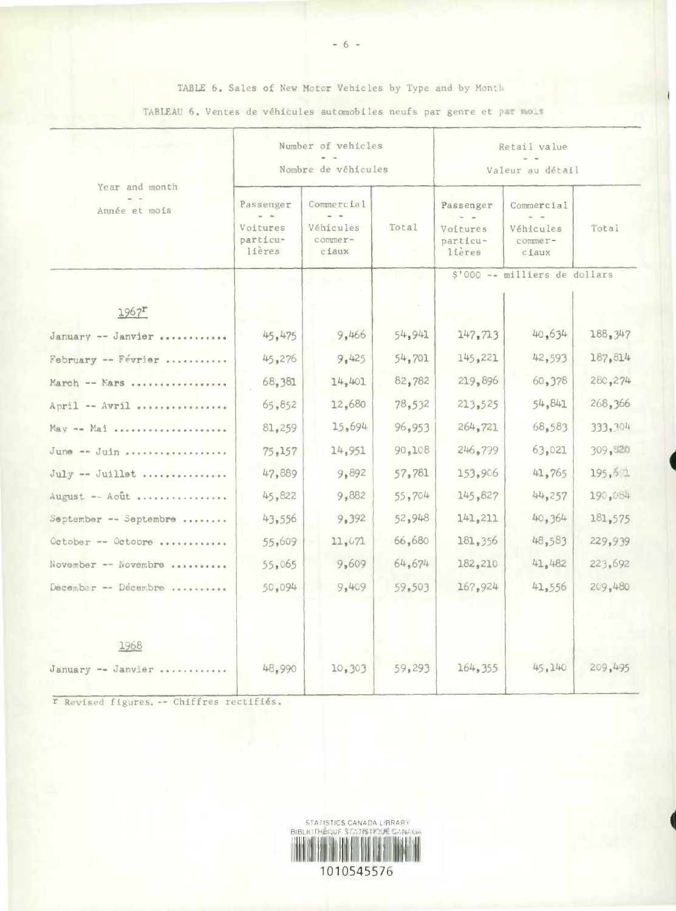TABLE 6. Sales of New Motor Vehicles by Type and by Month

TABLEAU 6. Ventes de véhicules automobiles neufs par genre et par mois

| Year and month -- Année et mois | Number of vehicles -- Nombre de véhicules | | | Retail value -- Valeur au détail | | |
|---|---|---|---|---|---|---|
| | Passenger -- Voitures particulières | Commercial -- Véhicules commerciaux | Total | Passenger -- Voitures particulières | Commercial -- Véhicules commerciaux | Total |
| | | | | $'000 -- milliers de dollars | | |
| 1967[r] | | | | | | |
| January -- Janvier | 45,475 | 9,466 | 54,941 | 147,713 | 40,634 | 188,347 |
| February -- Février | 45,276 | 9,425 | 54,701 | 145,221 | 42,593 | 187,814 |
| March -- Mars | 68,381 | 14,401 | 82,782 | 219,896 | 60,378 | 280,274 |
| April -- Avril | 65,852 | 12,680 | 78,532 | 213,525 | 54,841 | 268,366 |
| May -- Mai | 81,259 | 15,694 | 96,953 | 264,721 | 68,583 | 333,304 |
| June -- Juin | 75,157 | 14,951 | 90,108 | 246,799 | 63,021 | 309,820 |
| July -- Juillet | 47,889 | 9,892 | 57,781 | 153,906 | 41,765 | 195,671 |
| August -- Août | 45,822 | 9,882 | 55,704 | 145,827 | 44,257 | 190,084 |
| September -- Septembre | 43,556 | 9,392 | 52,948 | 141,211 | 40,364 | 181,575 |
| October -- Octobre | 55,609 | 11,071 | 66,680 | 181,356 | 48,583 | 229,939 |
| November -- Novembre | 55,065 | 9,609 | 64,674 | 182,210 | 41,482 | 223,692 |
| December -- Décembre | 50,094 | 9,409 | 59,503 | 167,924 | 41,556 | 209,480 |
| 1968 | | | | | | |
| January -- Janvier | 48,990 | 10,303 | 59,293 | 164,355 | 45,140 | 209,495 |

r Revised figures. -- Chiffres rectifiés.

STATISTICS CANADA LIBRARY
BIBLIOTHÈQUE STATISTIQUE CANADA
1010545576